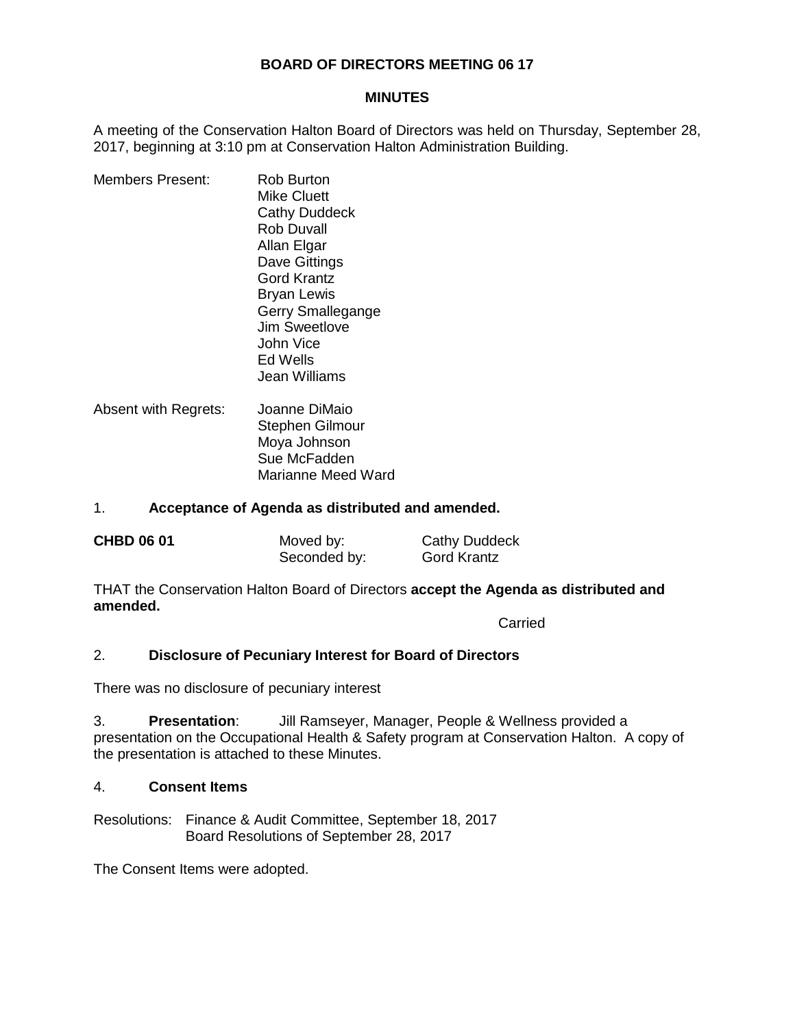# BOARD OF DIRECTORS MEETING 06 17

## MINUTES

A meeting of the Conservation Halton Board of Directors was held on Thursday, September 28, 2017, beginning at 3:10 pm at Conservation Halton Administration Building.

Members Present:
Rob Burton
Mike Cluett
Cathy Duddeck
Rob Duvall
Allan Elgar
Dave Gittings
Gord Krantz
Bryan Lewis
Gerry Smallegange
Jim Sweetlove
John Vice
Ed Wells
Jean Williams

Absent with Regrets:
Joanne DiMaio
Stephen Gilmour
Moya Johnson
Sue McFadden
Marianne Meed Ward

1. **Acceptance of Agenda as distributed and amended.**

**CHBD 06 01** Moved by: Cathy Duddeck
Seconded by: Gord Krantz

THAT the Conservation Halton Board of Directors **accept the Agenda as distributed and amended.**

Carried

2. **Disclosure of Pecuniary Interest for Board of Directors**

There was no disclosure of pecuniary interest

3. **Presentation**: Jill Ramseyer, Manager, People & Wellness provided a presentation on the Occupational Health & Safety program at Conservation Halton. A copy of the presentation is attached to these Minutes.

4. **Consent Items**

Resolutions: Finance & Audit Committee, September 18, 2017
Board Resolutions of September 28, 2017

The Consent Items were adopted.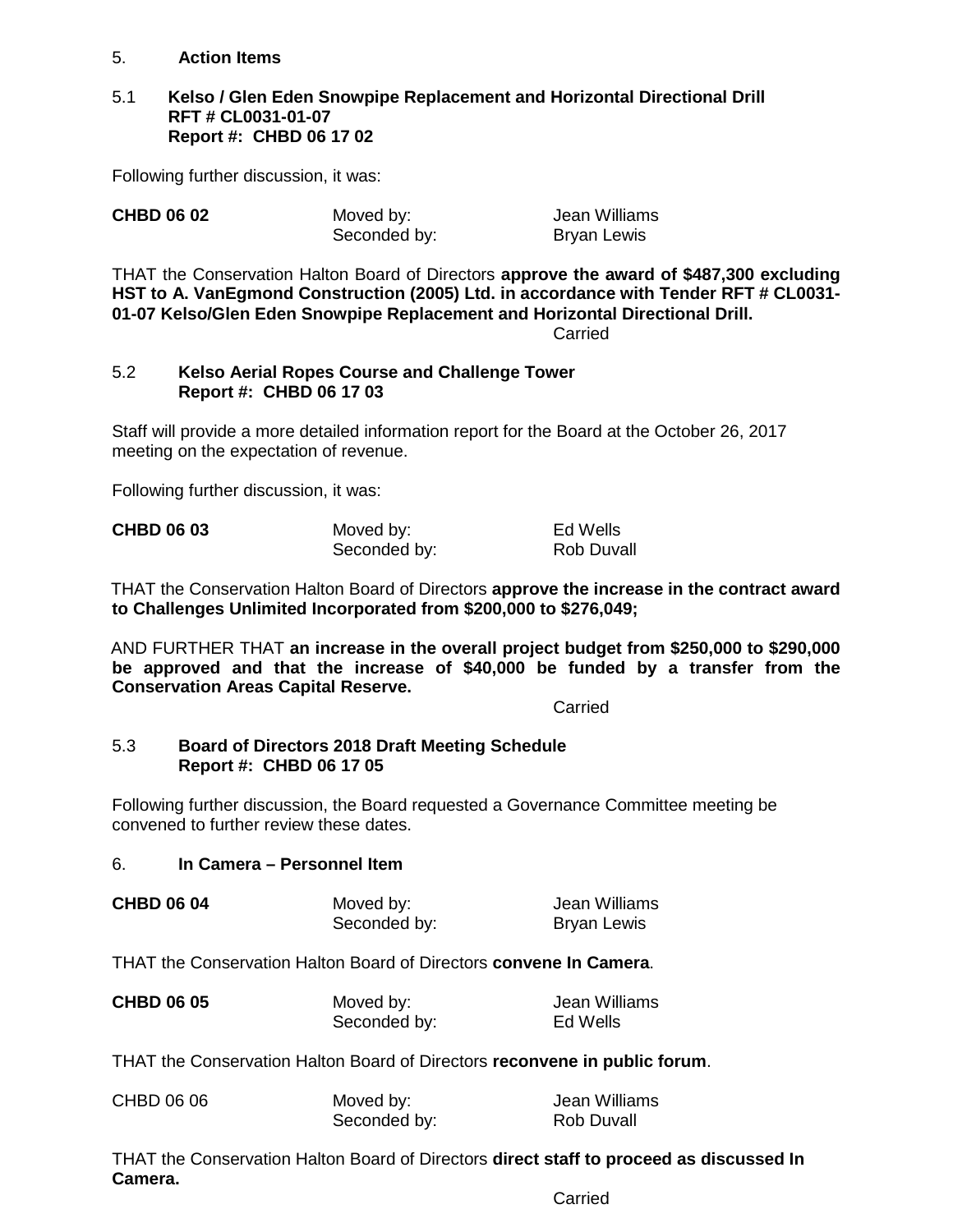## 5. Action Items

### 5.1 Kelso / Glen Eden Snowpipe Replacement and Horizontal Directional Drill RFT # CL0031-01-07 Report #: CHBD 06 17 02

Following further discussion, it was:

| **CHBD 06 02** | Moved by: | Jean Williams |
|---|---|---|
| | Seconded by: | Bryan Lewis |

THAT the Conservation Halton Board of Directors **approve the award of $487,300 excluding HST to A. VanEgmond Construction (2005) Ltd. in accordance with Tender RFT # CL0031-01-07 Kelso/Glen Eden Snowpipe Replacement and Horizontal Directional Drill.**

Carried

### 5.2 Kelso Aerial Ropes Course and Challenge Tower Report #: CHBD 06 17 03

Staff will provide a more detailed information report for the Board at the October 26, 2017 meeting on the expectation of revenue.

Following further discussion, it was:

| **CHBD 06 03** | Moved by: | Ed Wells |
|---|---|---|
| | Seconded by: | Rob Duvall |

THAT the Conservation Halton Board of Directors **approve the increase in the contract award to Challenges Unlimited Incorporated from $200,000 to $276,049;**

AND FURTHER THAT **an increase in the overall project budget from $250,000 to $290,000 be approved and that the increase of $40,000 be funded by a transfer from the Conservation Areas Capital Reserve.**

Carried

### 5.3 Board of Directors 2018 Draft Meeting Schedule Report #: CHBD 06 17 05

Following further discussion, the Board requested a Governance Committee meeting be convened to further review these dates.

## 6. In Camera – Personnel Item

| **CHBD 06 04** | Moved by: | Jean Williams |
|---|---|---|
| | Seconded by: | Bryan Lewis |

THAT the Conservation Halton Board of Directors **convene In Camera**.

| **CHBD 06 05** | Moved by: | Jean Williams |
|---|---|---|
| | Seconded by: | Ed Wells |

THAT the Conservation Halton Board of Directors **reconvene in public forum**.

| CHBD 06 06 | Moved by: | Jean Williams |
|---|---|---|
| | Seconded by: | Rob Duvall |

THAT the Conservation Halton Board of Directors **direct staff to proceed as discussed In Camera.**

Carried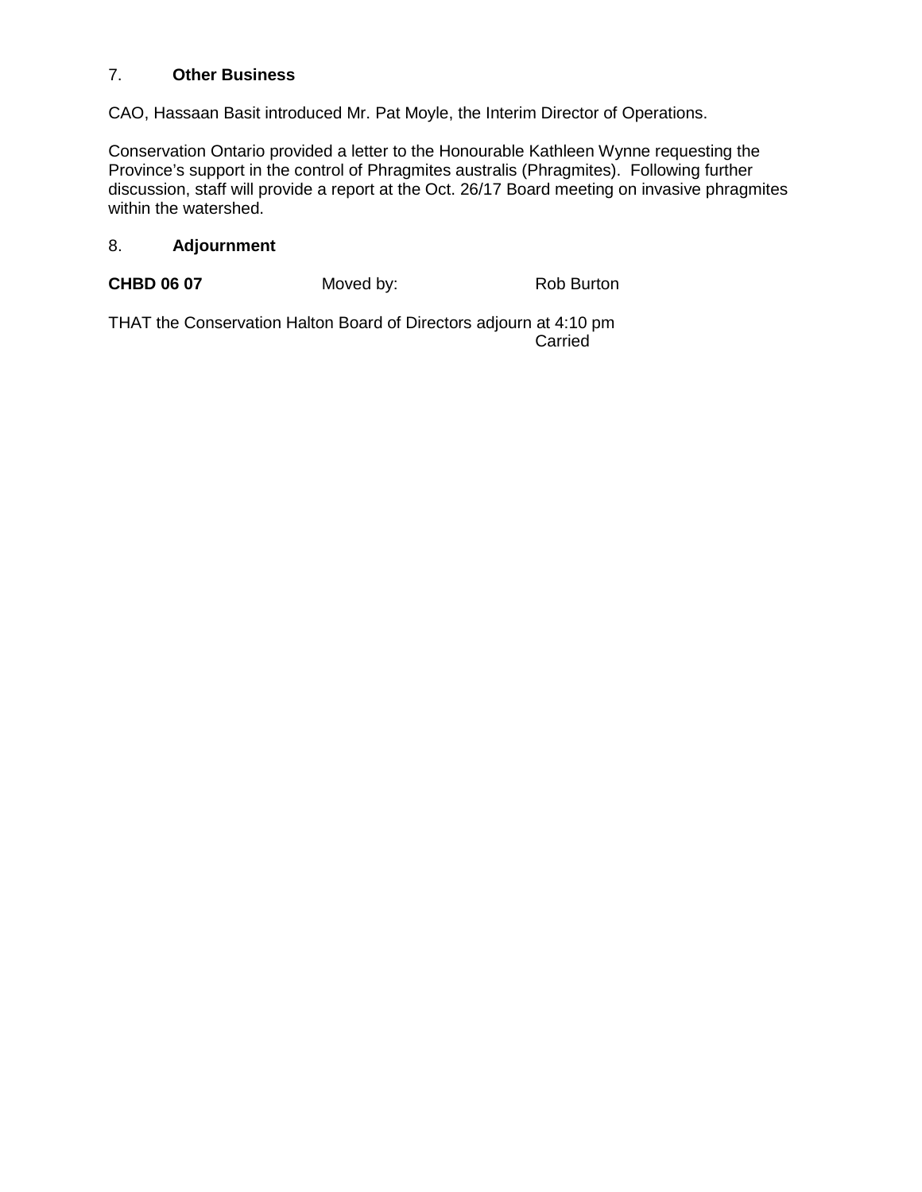## 7. **Other Business**

CAO, Hassaan Basit introduced Mr. Pat Moyle, the Interim Director of Operations.

Conservation Ontario provided a letter to the Honourable Kathleen Wynne requesting the Province's support in the control of Phragmites australis (Phragmites). Following further discussion, staff will provide a report at the Oct. 26/17 Board meeting on invasive phragmites within the watershed.

## 8. **Adjournment**

**CHBD 06 07** Moved by: Rob Burton

THAT the Conservation Halton Board of Directors adjourn at 4:10 pm

Carried